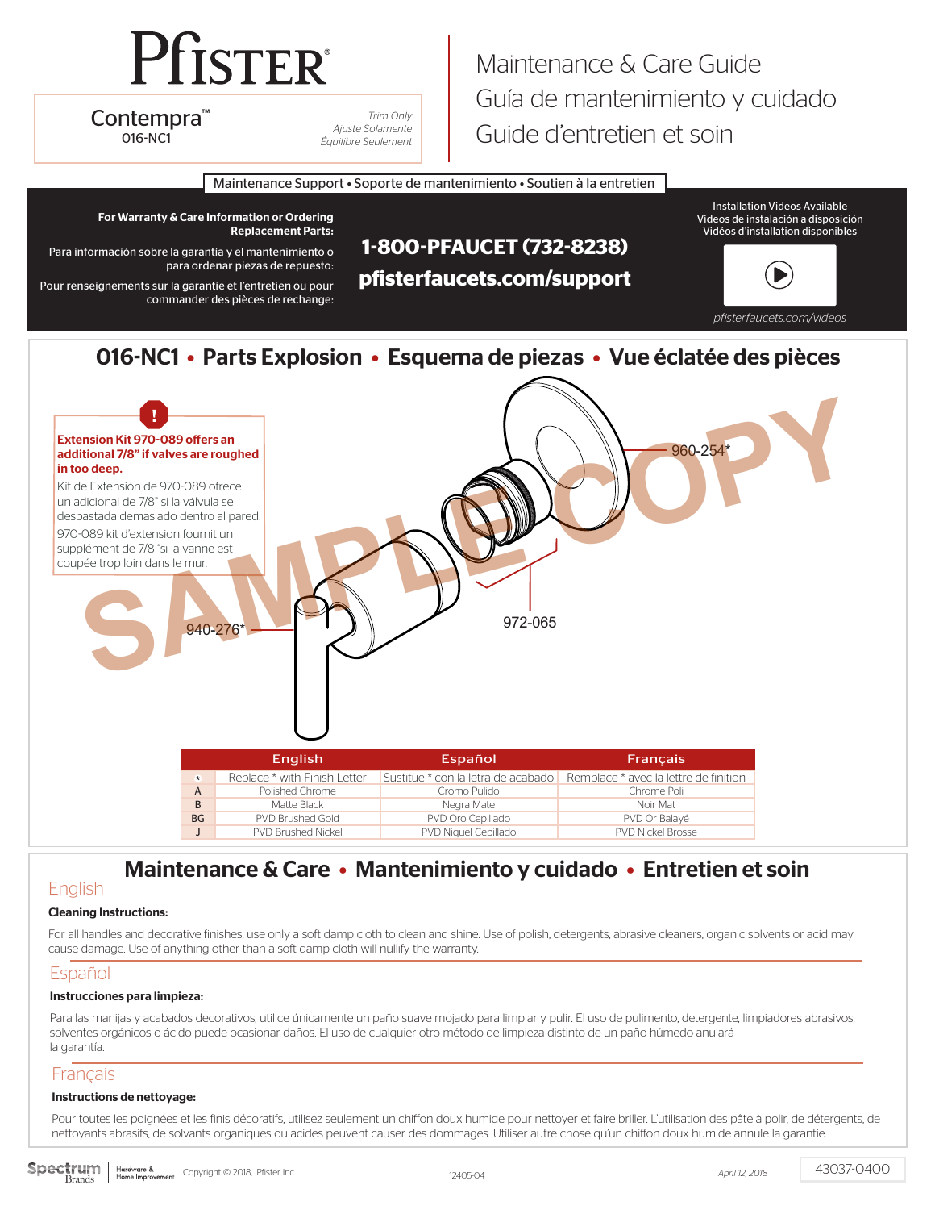# Pfister®

**Contempra™**
016-NC1

*Trim Only*
*Ajuste Solamente*
*Équilibre Seulement*

# Maintenance & Care Guide
# Guía de mantenimiento y cuidado
# Guide d'entretien et soin

## Maintenance Support • Soporte de mantenimiento • Soutien à la entretien

**For Warranty & Care Information or Ordering Replacement Parts:**

Para información sobre la garantía y el mantenimiento o para ordenar piezas de repuesto:

Pour renseignements sur la garantie et l'entretien ou pour commander des pièces de rechange:

**1-800-PFAUCET (732-8238)**

**pfisterfaucets.com/support**

Installation Videos Available
Videos de instalación a disposición
Vidéos d'installation disponibles

*pfisterfaucets.com/videos*

## 016-NC1 • Parts Explosion • Esquema de piezas • Vue éclatée des pièces

**Extension Kit 970-089 offers an additional 7/8" if valves are roughed in too deep.**

Kit de Extensión de 970-089 ofrece un adicional de 7/8" si la válvula se desbastada demasiado dentro al pared.

970-089 kit d'extension fournit un supplément de 7/8 "si la vanne est coupée trop loin dans le mur.

960-254*

972-065

940-276*

SAMPLE COPY

| | English | Español | Français |
|---|---|---|---|
| * | Replace * with Finish Letter | Sustitue * con la letra de acabado | Remplace * avec la lettre de finition |
| A | Polished Chrome | Cromo Pulido | Chrome Poli |
| B | Matte Black | Negra Mate | Noir Mat |
| BG | PVD Brushed Gold | PVD Oro Cepillado | PVD Or Balayé |
| J | PVD Brushed Nickel | PVD Niquel Cepillado | PVD Nickel Brosse |

## Maintenance & Care • Mantenimiento y cuidado • Entretien et soin

### English

**Cleaning Instructions:**

For all handles and decorative finishes, use only a soft damp cloth to clean and shine. Use of polish, detergents, abrasive cleaners, organic solvents or acid may cause damage. Use of anything other than a soft damp cloth will nullify the warranty.

### Español

**Instrucciones para limpieza:**

Para las manijas y acabados decorativos, utilice únicamente un paño suave mojado para limpiar y pulir. El uso de pulimento, detergente, limpiadores abrasivos, solventes orgánicos o ácido puede ocasionar daños. El uso de cualquier otro método de limpieza distinto de un paño húmedo anulará la garantía.

### Français

**Instructions de nettoyage:**

Pour toutes les poignées et les finis décoratifs, utilisez seulement un chiffon doux humide pour nettoyer et faire briller. L'utilisation des pâte à polir, de détergents, de nettoyants abrasifs, de solvants organiques ou acides peuvent causer des dommages. Utiliser autre chose qu'un chiffon doux humide annule la garantie.

Spectrum Brands | Hardware & Home Improvement   Copyright © 2018, Pfister Inc.   12405-04   April 12, 2018   43037-0400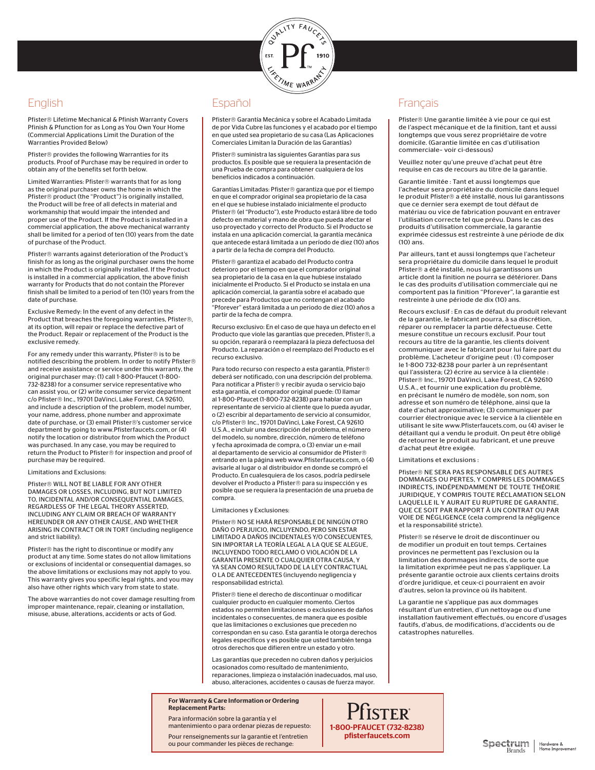QUALITY FAUCETS EST. Pf 1910 LIFETIME WARRANTY

## English

Pfister® Lifetime Mechanical & Pfinish Warranty Covers Pfinish & Pfunction for as Long as You Own Your Home (Commercial Applications Limit the Duration of the Warranties Provided Below)

Pfister® provides the following Warranties for its products. Proof of Purchase may be required in order to obtain any of the benefits set forth below.

Limited Warranties: Pfister® warrants that for as long as the original purchaser owns the home in which the Pfister® product (the "Product") is originally installed, the Product will be free of all defects in material and workmanship that would impair the intended and proper use of the Product. If the Product is installed in a commercial application, the above mechanical warranty shall be limited for a period of ten (10) years from the date of purchase of the Product.

Pfister® warrants against deterioration of the Product's finish for as long as the original purchaser owns the home in which the Product is originally installed. If the Product is installed in a commercial application, the above finish warranty for Products that do not contain the Pforever finish shall be limited to a period of ten (10) years from the date of purchase.

Exclusive Remedy: In the event of any defect in the Product that breaches the foregoing warranties, Pfister®, at its option, will repair or replace the defective part of the Product. Repair or replacement of the Product is the exclusive remedy.

For any remedy under this warranty, Pfister® is to be notified describing the problem. In order to notify Pfister® and receive assistance or service under this warranty, the original purchaser may: (1) call 1-800-Pfaucet (1-800-732-8238) for a consumer service representative who can assist you, or (2) write consumer service department c/o Pfister® Inc., 19701 DaVinci, Lake Forest, CA 92610, and include a description of the problem, model number, your name, address, phone number and approximate date of purchase, or (3) email Pfister®'s customer service department by going to www.Pfisterfaucets.com, or (4) notify the location or distributor from which the Product was purchased. In any case, you may be required to return the Product to Pfister® for inspection and proof of purchase may be required.

Limitations and Exclusions:

Pfister® WILL NOT BE LIABLE FOR ANY OTHER DAMAGES OR LOSSES, INCLUDING, BUT NOT LIMITED TO, INCIDENTAL AND/OR CONSEQUENTIAL DAMAGES, REGARDLESS OF THE LEGAL THEORY ASSERTED, INCLUDING ANY CLAIM OR BREACH OF WARRANTY HEREUNDER OR ANY OTHER CAUSE, AND WHETHER ARISING IN CONTRACT OR IN TORT (including negligence and strict liability).

Pfister® has the right to discontinue or modify any product at any time. Some states do not allow limitations or exclusions of incidental or consequential damages, so the above limitations or exclusions may not apply to you. This warranty gives you specific legal rights, and you may also have other rights which vary from state to state.

The above warranties do not cover damage resulting from improper maintenance, repair, cleaning or installation, misuse, abuse, alterations, accidents or acts of God.

## Español

Pfister® Garantía Mecánica y sobre el Acabado Limitada de por Vida Cubre las funciones y el acabado por el tiempo en que usted sea propietario de su casa (Las Aplicaciones Comerciales Limitan la Duración de las Garantías)

Pfister® suministra las siguientes Garantías para sus productos. Es posible que se requiera la presentación de una Prueba de compra para obtener cualquiera de los beneficios indicados a continuación.

Garantías Limitadas: Pfister® garantiza que por el tiempo en que el comprador original sea propietario de la casa en el que se hubiese instalado inicialmente el producto Pfister® (el "Producto"), este Producto estará libre de todo defecto en material y mano de obra que pueda afectar el uso proyectado y correcto del Producto. Si el Producto se instala en una aplicación comercial, la garantía mecánica que antecede estará limitada a un período de diez (10) años a partir de la fecha de compra del Producto.

Pfister® garantiza el acabado del Producto contra deterioro por el tiempo en que el comprador original sea propietario de la casa en la que hubiese instalado inicialmente el Producto. Si el Producto se instala en una aplicación comercial, la garantía sobre el acabado que precede para Productos que no contengan el acabado "Pforever" estará limitada a un periodo de diez (10) años a partir de la fecha de compra.

Recurso exclusivo: En el caso de que haya un defecto en el Producto que viole las garantías que preceden, Pfister®, a su opción, reparará o reemplazará la pieza defectuosa del Producto. La reparación o el reemplazo del Producto es el recurso exclusivo.

Para todo recurso con respecto a esta garantía, Pfister® deberá ser notificado, con una descripción del problema. Para notificar a Pfister® y recibir ayuda o servicio bajo esta garantía, el comprador original puede: (1) llamar al 1-800-Pfaucet (1-800-732-8238) para hablar con un representante de servicio al cliente que lo pueda ayudar, o (2) escribir al departamento de servicio al consumidor, c/o Pfister® Inc., 19701 DaVinci, Lake Forest, CA 92610 U.S.A., e incluir una descripción del problema, el número del modelo, su nombre, dirección, número de teléfono y fecha aproximada de compra, o (3) enviar un e-mail al departamento de servicio al consumidor de Pfister® entrando en la página web www.Pfisterfaucets.com, o (4) avisarle al lugar o al distribuidor en donde se compró el Producto. En cualesquiera de los casos, podría pedírsele devolver el Producto a Pfister® para su inspección y es posible que se requiera la presentación de una prueba de compra.

Limitaciones y Exclusiones:

Pfister® NO SE HARÁ RESPONSABLE DE NINGÚN OTRO DAÑO O PERJUICIO, INCLUYENDO, PERO SIN ESTAR LIMITADO A DAÑOS INCIDENTALES Y/O CONSECUENTES, SIN IMPORTAR LA TEORÍA LEGAL A LA QUE SE ALEGUE, INCLUYENDO TODO RECLAMO O VIOLACIÓN DE LA GARANTÍA PRESENTE O CUALQUIER OTRA CAUSA, Y YA SEAN COMO RESULTADO DE LA LEY CONTRACTUAL O LA DE ANTECEDENTES (incluyendo negligencia y responsabilidad estricta).

Pfister® tiene el derecho de discontinuar o modificar cualquier producto en cualquier momento. Ciertos estados no permiten limitaciones o exclusiones de daños incidentales o consecuentes, de manera que es posible que las limitaciones o exclusiones que preceden no correspondan en su caso. Esta garantía le otorga derechos legales específicos y es posible que usted también tenga otros derechos que difieren entre un estado y otro.

Las garantías que preceden no cubren daños y perjuicios ocasionados como resultado de mantenimiento, reparaciones, limpieza o instalación inadecuados, mal uso, abuso, alteraciones, accidentes o causas de fuerza mayor.

## Français

Pfister® Une garantie limitée à vie pour ce qui est de l'aspect mécanique et de la finition, tant et aussi longtemps que vous serez propriétaire de votre domicile. (Garantie limitée en cas d'utilisation commerciale– voir ci-dessous)

Veuillez noter qu'une preuve d'achat peut être requise en cas de recours au titre de la garantie.

Garantie limitée : Tant et aussi longtemps que l'acheteur sera propriétaire du domicile dans lequel le produit Pfister® a été installé, nous lui garantissons que ce dernier sera exempt de tout défaut de matériau ou vice de fabrication pouvant en entraver l'utilisation correcte tel que prévu. Dans le cas des produits d'utilisation commerciale, la garantie exprimée cidessus est restreinte à une période de dix (10) ans.

Par ailleurs, tant et aussi longtemps que l'acheteur sera propriétaire du domicile dans lequel le produit Pfister® a été installé, nous lui garantissons un article dont la finition ne pourra se détériorer. Dans le cas des produits d'utilisation commerciale qui ne comportent pas la finition "Pforever", la garantie est restreinte à une période de dix (10) ans.

Recours exclusif : En cas de défaut du produit relevant de la garantie, le fabricant pourra, à sa discrétion, réparer ou remplacer la partie défectueuse. Cette mesure constitue un recours exclusif. Pour tout recours au titre de la garantie, les clients doivent communiquer avec le fabricant pour lui faire part du problème. L'acheteur d'origine peut : (1) composer le 1-800 732-8238 pour parler à un représentant qui l'assistera; (2) écrire au service à la clientèle : Pfister® Inc., 19701 DaVinci, Lake Forest, CA 92610 U.S.A., et fournir une explication du problème, en précisant le numéro de modèle, son nom, son adresse et son numéro de téléphone, ainsi que la date d'achat approximative; (3) communiquer par courrier électronique avec le service à la clientèle en utilisant le site www.Pfisterfaucets.com, ou (4) aviser le détaillant qui a vendu le produit. On peut être obligé de retourner le produit au fabricant, et une preuve d'achat peut être exigée.

Limitations et exclusions :

Pfister® NE SERA PAS RESPONSABLE DES AUTRES DOMMAGES OU PERTES, Y COMPRIS LES DOMMAGES INDIRECTS, INDÉPENDAMMENT DE TOUTE THÉORIE JURIDIQUE, Y COMPRIS TOUTE RÉCLAMATION SELON LAQUELLE IL Y AURAIT EU RUPTURE DE GARANTIE, QUE CE SOIT PAR RAPPORT À UN CONTRAT OU PAR VOIE DE NÉGLIGENCE (cela comprend la négligence et la responsabilité stricte).

Pfister® se réserve le droit de discontinuer ou de modifier un produit en tout temps. Certaines provinces ne permettent pas l'exclusion ou la limitation des dommages indirects, de sorte que la limitation exprimée peut ne pas s'appliquer. La présente garantie octroie aux clients certains droits d'ordre juridique, et ceux-ci pourraient en avoir d'autres, selon la province où ils habitent.

La garantie ne s'applique pas aux dommages résultant d'un entretien, d'un nettoyage ou d'une installation fautivement effectués, ou encore d'usages fautifs, d'abus, de modifications, d'accidents ou de catastrophes naturelles.

---

**For Warranty & Care Information or Ordering Replacement Parts:**

Para información sobre la garantía y el mantenimiento o para ordenar piezas de repuesto:

Pour renseignements sur la garantie et l'entretien ou pour commander les pièces de rechange:

**Pfister®**
**1-800-PFAUCET (732-8238)**
**pfisterfaucets.com**

Spectrum Brands | Hardware & Home Improvement